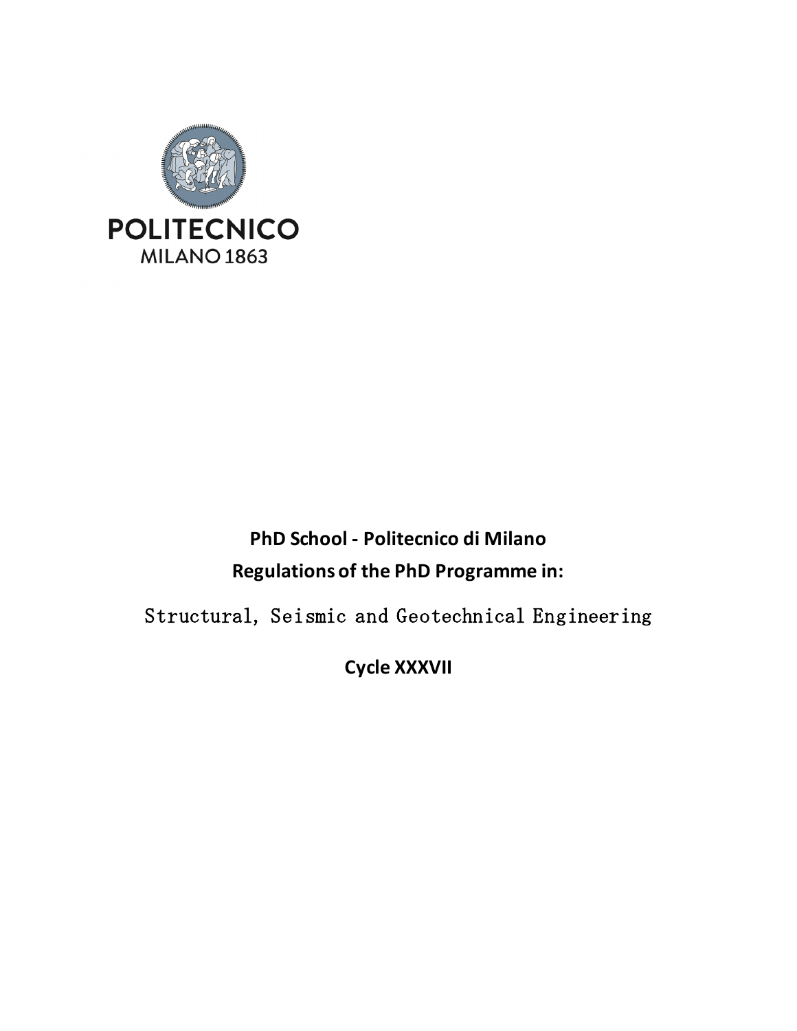POLITECNICO
MILANO 1863

**PhD School - Politecnico di Milano**

**Regulations of the PhD Programme in:**

Structural, Seismic and Geotechnical Engineering

**Cycle XXXVII**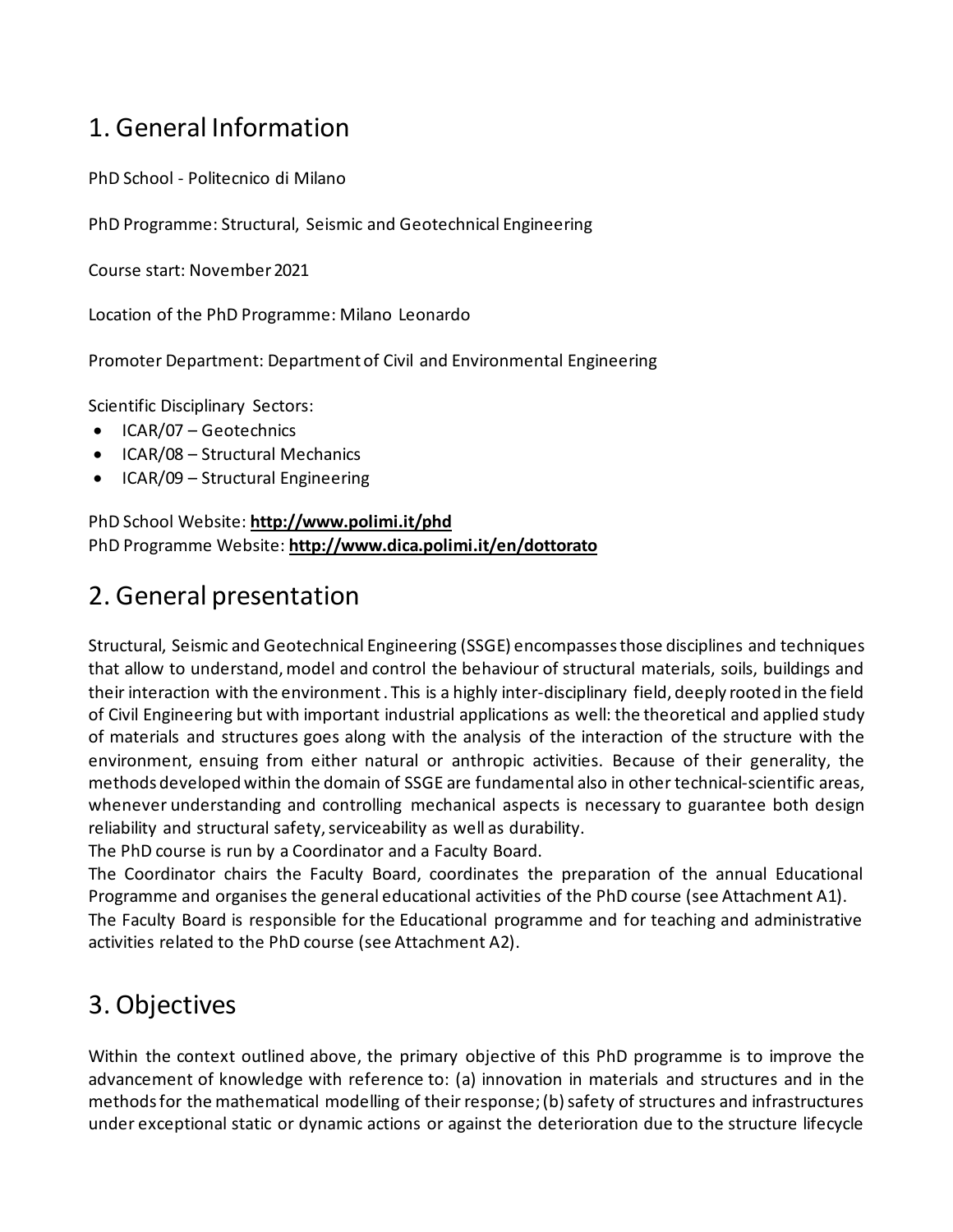# 1. General Information

PhD School - Politecnico di Milano

PhD Programme: Structural, Seismic and Geotechnical Engineering

Course start: November 2021

Location of the PhD Programme: Milano Leonardo

Promoter Department: Department of Civil and Environmental Engineering

Scientific Disciplinary Sectors:

- ICAR/07 – Geotechnics
- ICAR/08 – Structural Mechanics
- ICAR/09 – Structural Engineering

PhD School Website: **http://www.polimi.it/phd**
PhD Programme Website: **http://www.dica.polimi.it/en/dottorato**

# 2. General presentation

Structural, Seismic and Geotechnical Engineering (SSGE) encompasses those disciplines and techniques that allow to understand, model and control the behaviour of structural materials, soils, buildings and their interaction with the environment. This is a highly inter-disciplinary field, deeply rooted in the field of Civil Engineering but with important industrial applications as well: the theoretical and applied study of materials and structures goes along with the analysis of the interaction of the structure with the environment, ensuing from either natural or anthropic activities. Because of their generality, the methods developed within the domain of SSGE are fundamental also in other technical-scientific areas, whenever understanding and controlling mechanical aspects is necessary to guarantee both design reliability and structural safety, serviceability as well as durability.
The PhD course is run by a Coordinator and a Faculty Board.
The Coordinator chairs the Faculty Board, coordinates the preparation of the annual Educational Programme and organises the general educational activities of the PhD course (see Attachment A1).
The Faculty Board is responsible for the Educational programme and for teaching and administrative activities related to the PhD course (see Attachment A2).

# 3. Objectives

Within the context outlined above, the primary objective of this PhD programme is to improve the advancement of knowledge with reference to: (a) innovation in materials and structures and in the methods for the mathematical modelling of their response; (b) safety of structures and infrastructures under exceptional static or dynamic actions or against the deterioration due to the structure lifecycle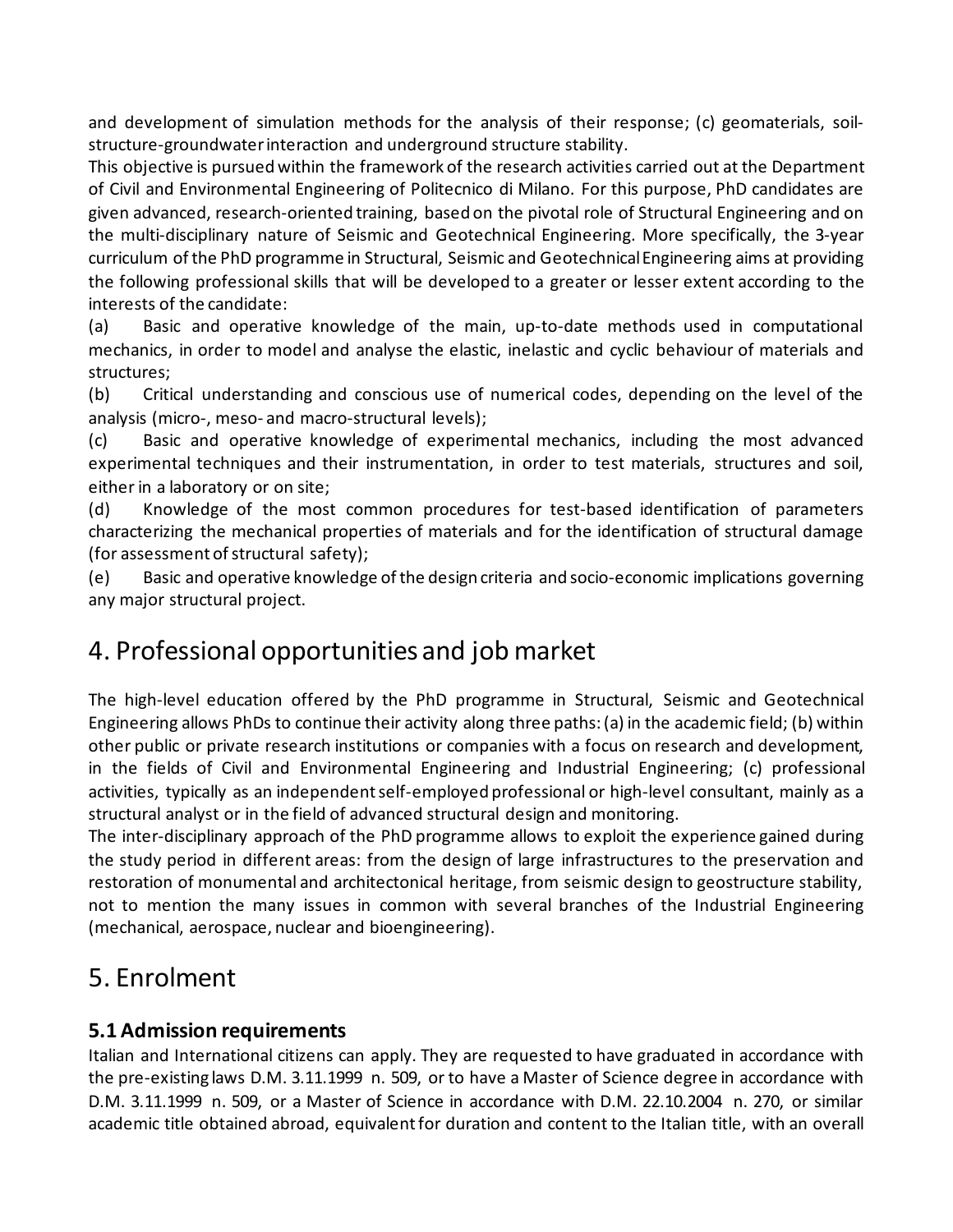and development of simulation methods for the analysis of their response; (c) geomaterials, soil-structure-groundwater interaction and underground structure stability.
This objective is pursued within the framework of the research activities carried out at the Department of Civil and Environmental Engineering of Politecnico di Milano. For this purpose, PhD candidates are given advanced, research-oriented training, based on the pivotal role of Structural Engineering and on the multi-disciplinary nature of Seismic and Geotechnical Engineering. More specifically, the 3-year curriculum of the PhD programme in Structural, Seismic and Geotechnical Engineering aims at providing the following professional skills that will be developed to a greater or lesser extent according to the interests of the candidate:

(a) Basic and operative knowledge of the main, up-to-date methods used in computational mechanics, in order to model and analyse the elastic, inelastic and cyclic behaviour of materials and structures;

(b) Critical understanding and conscious use of numerical codes, depending on the level of the analysis (micro-, meso- and macro-structural levels);

(c) Basic and operative knowledge of experimental mechanics, including the most advanced experimental techniques and their instrumentation, in order to test materials, structures and soil, either in a laboratory or on site;

(d) Knowledge of the most common procedures for test-based identification of parameters characterizing the mechanical properties of materials and for the identification of structural damage (for assessment of structural safety);

(e) Basic and operative knowledge of the design criteria and socio-economic implications governing any major structural project.

# 4. Professional opportunities and job market

The high-level education offered by the PhD programme in Structural, Seismic and Geotechnical Engineering allows PhDs to continue their activity along three paths: (a) in the academic field; (b) within other public or private research institutions or companies with a focus on research and development, in the fields of Civil and Environmental Engineering and Industrial Engineering; (c) professional activities, typically as an independent self-employed professional or high-level consultant, mainly as a structural analyst or in the field of advanced structural design and monitoring.
The inter-disciplinary approach of the PhD programme allows to exploit the experience gained during the study period in different areas: from the design of large infrastructures to the preservation and restoration of monumental and architectonical heritage, from seismic design to geostructure stability, not to mention the many issues in common with several branches of the Industrial Engineering (mechanical, aerospace, nuclear and bioengineering).

# 5. Enrolment

### 5.1 Admission requirements

Italian and International citizens can apply. They are requested to have graduated in accordance with the pre-existing laws D.M. 3.11.1999 n. 509, or to have a Master of Science degree in accordance with D.M. 3.11.1999 n. 509, or a Master of Science in accordance with D.M. 22.10.2004 n. 270, or similar academic title obtained abroad, equivalent for duration and content to the Italian title, with an overall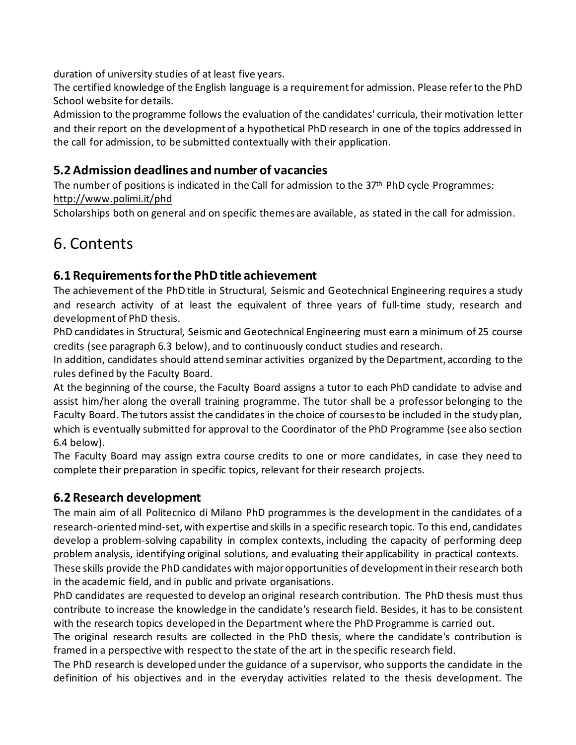duration of university studies of at least five years.
The certified knowledge of the English language is a requirement for admission. Please refer to the PhD School website for details.
Admission to the programme follows the evaluation of the candidates' curricula, their motivation letter and their report on the development of a hypothetical PhD research in one of the topics addressed in the call for admission, to be submitted contextually with their application.

### 5.2 Admission deadlines and number of vacancies

The number of positions is indicated in the Call for admission to the 37th PhD cycle Programmes: http://www.polimi.it/phd
Scholarships both on general and on specific themes are available, as stated in the call for admission.

# 6. Contents

### 6.1 Requirements for the PhD title achievement

The achievement of the PhD title in Structural, Seismic and Geotechnical Engineering requires a study and research activity of at least the equivalent of three years of full-time study, research and development of PhD thesis.
PhD candidates in Structural, Seismic and Geotechnical Engineering must earn a minimum of 25 course credits (see paragraph 6.3 below), and to continuously conduct studies and research.
In addition, candidates should attend seminar activities organized by the Department, according to the rules defined by the Faculty Board.
At the beginning of the course, the Faculty Board assigns a tutor to each PhD candidate to advise and assist him/her along the overall training programme. The tutor shall be a professor belonging to the Faculty Board. The tutors assist the candidates in the choice of courses to be included in the study plan, which is eventually submitted for approval to the Coordinator of the PhD Programme (see also section 6.4 below).
The Faculty Board may assign extra course credits to one or more candidates, in case they need to complete their preparation in specific topics, relevant for their research projects.

### 6.2 Research development

The main aim of all Politecnico di Milano PhD programmes is the development in the candidates of a research-oriented mind-set, with expertise and skills in a specific research topic. To this end, candidates develop a problem-solving capability in complex contexts, including the capacity of performing deep problem analysis, identifying original solutions, and evaluating their applicability in practical contexts.
These skills provide the PhD candidates with major opportunities of development in their research both in the academic field, and in public and private organisations.
PhD candidates are requested to develop an original research contribution. The PhD thesis must thus contribute to increase the knowledge in the candidate's research field. Besides, it has to be consistent with the research topics developed in the Department where the PhD Programme is carried out.
The original research results are collected in the PhD thesis, where the candidate's contribution is framed in a perspective with respect to the state of the art in the specific research field.
The PhD research is developed under the guidance of a supervisor, who supports the candidate in the definition of his objectives and in the everyday activities related to the thesis development. The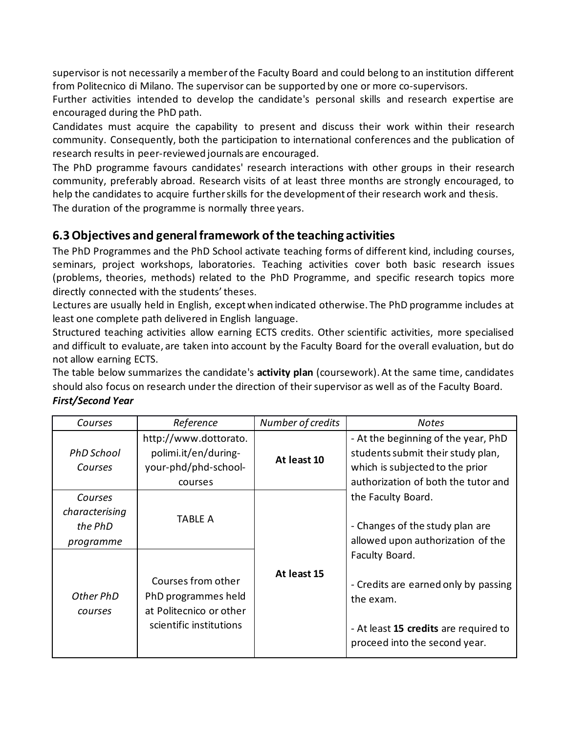supervisor is not necessarily a member of the Faculty Board and could belong to an institution different from Politecnico di Milano. The supervisor can be supported by one or more co-supervisors.

Further activities intended to develop the candidate's personal skills and research expertise are encouraged during the PhD path.

Candidates must acquire the capability to present and discuss their work within their research community. Consequently, both the participation to international conferences and the publication of research results in peer-reviewed journals are encouraged.

The PhD programme favours candidates' research interactions with other groups in their research community, preferably abroad. Research visits of at least three months are strongly encouraged, to help the candidates to acquire further skills for the development of their research work and thesis.

The duration of the programme is normally three years.

## 6.3 Objectives and general framework of the teaching activities

The PhD Programmes and the PhD School activate teaching forms of different kind, including courses, seminars, project workshops, laboratories. Teaching activities cover both basic research issues (problems, theories, methods) related to the PhD Programme, and specific research topics more directly connected with the students' theses.

Lectures are usually held in English, except when indicated otherwise. The PhD programme includes at least one complete path delivered in English language.

Structured teaching activities allow earning ECTS credits. Other scientific activities, more specialised and difficult to evaluate, are taken into account by the Faculty Board for the overall evaluation, but do not allow earning ECTS.

The table below summarizes the candidate's **activity plan** (coursework). At the same time, candidates should also focus on research under the direction of their supervisor as well as of the Faculty Board.

***First/Second Year***

| *Courses* | *Reference* | *Number of credits* | *Notes* |
|---|---|---|---|
| *PhD School Courses* | http://www.dottorato.polimi.it/en/during-your-phd/phd-school-courses | **At least 10** | - At the beginning of the year, PhD students submit their study plan, which is subjected to the prior authorization of both the tutor and the Faculty Board.<br><br>- Changes of the study plan are allowed upon authorization of the Faculty Board.<br><br>- Credits are earned only by passing the exam.<br><br>- At least **15 credits** are required to proceed into the second year. |
| *Courses characterising the PhD programme* | TABLE A | **At least 15** | |
| *Other PhD courses* | Courses from other PhD programmes held at Politecnico or other scientific institutions | | |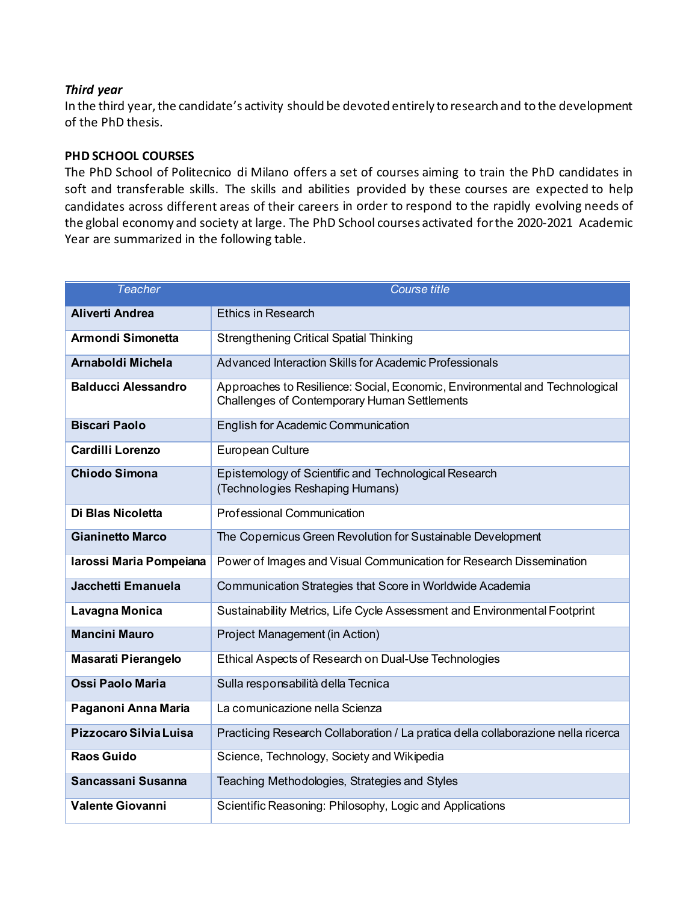***Third year***

In the third year, the candidate's activity should be devoted entirely to research and to the development of the PhD thesis.

**PHD SCHOOL COURSES**

The PhD School of Politecnico di Milano offers a set of courses aiming to train the PhD candidates in soft and transferable skills. The skills and abilities provided by these courses are expected to help candidates across different areas of their careers in order to respond to the rapidly evolving needs of the global economy and society at large. The PhD School courses activated for the 2020-2021 Academic Year are summarized in the following table.

| *Teacher* | *Course title* |
|---|---|
| **Aliverti Andrea** | Ethics in Research |
| **Armondi Simonetta** | Strengthening Critical Spatial Thinking |
| **Arnaboldi Michela** | Advanced Interaction Skills for Academic Professionals |
| **Balducci Alessandro** | Approaches to Resilience: Social, Economic, Environmental and Technological Challenges of Contemporary Human Settlements |
| **Biscari Paolo** | English for Academic Communication |
| **Cardilli Lorenzo** | European Culture |
| **Chiodo Simona** | Epistemology of Scientific and Technological Research (Technologies Reshaping Humans) |
| **Di Blas Nicoletta** | Professional Communication |
| **Gianinetto Marco** | The Copernicus Green Revolution for Sustainable Development |
| **Iarossi Maria Pompeiana** | Power of Images and Visual Communication for Research Dissemination |
| **Jacchetti Emanuela** | Communication Strategies that Score in Worldwide Academia |
| **Lavagna Monica** | Sustainability Metrics, Life Cycle Assessment and Environmental Footprint |
| **Mancini Mauro** | Project Management (in Action) |
| **Masarati Pierangelo** | Ethical Aspects of Research on Dual-Use Technologies |
| **Ossi Paolo Maria** | Sulla responsabilità della Tecnica |
| **Paganoni Anna Maria** | La comunicazione nella Scienza |
| **Pizzocaro Silvia Luisa** | Practicing Research Collaboration / La pratica della collaborazione nella ricerca |
| **Raos Guido** | Science, Technology, Society and Wikipedia |
| **Sancassani Susanna** | Teaching Methodologies, Strategies and Styles |
| **Valente Giovanni** | Scientific Reasoning: Philosophy, Logic and Applications |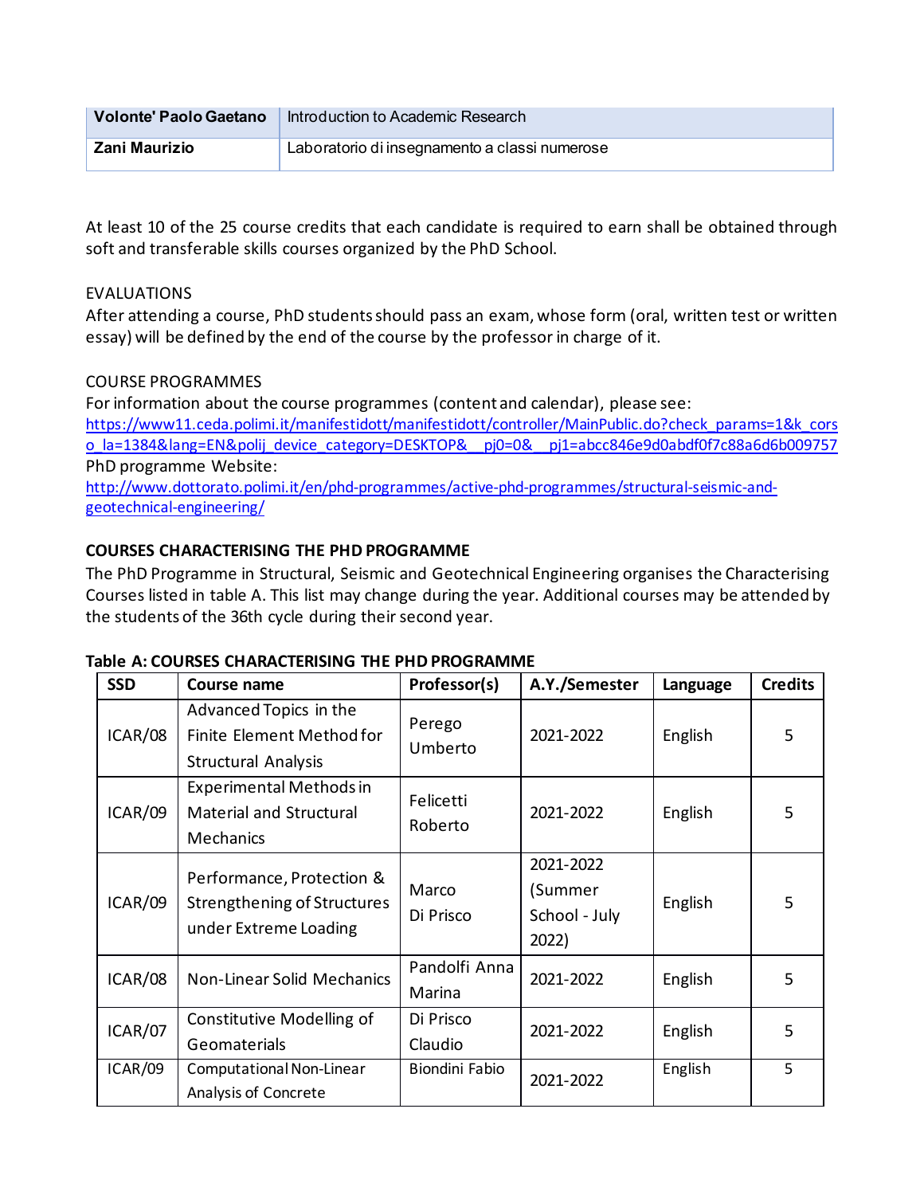| **Volonte' Paolo Gaetano** | Introduction to Academic Research |
|---|---|
| **Zani Maurizio** | Laboratorio di insegnamento a classi numerose |

At least 10 of the 25 course credits that each candidate is required to earn shall be obtained through soft and transferable skills courses organized by the PhD School.

EVALUATIONS

After attending a course, PhD students should pass an exam, whose form (oral, written test or written essay) will be defined by the end of the course by the professor in charge of it.

COURSE PROGRAMMES

For information about the course programmes (content and calendar), please see:
https://www11.ceda.polimi.it/manifestidott/manifestidott/controller/MainPublic.do?check_params=1&k_corso_la=1384&lang=EN&polij_device_category=DESKTOP&__pj0=0&__pj1=abcc846e9d0abdf0f7c88a6d6b009757

PhD programme Website:
http://www.dottorato.polimi.it/en/phd-programmes/active-phd-programmes/structural-seismic-and-geotechnical-engineering/

**COURSES CHARACTERISING THE PHD PROGRAMME**

The PhD Programme in Structural, Seismic and Geotechnical Engineering organises the Characterising Courses listed in table A. This list may change during the year. Additional courses may be attended by the students of the 36th cycle during their second year.

**Table A: COURSES CHARACTERISING THE PHD PROGRAMME**

| SSD | Course name | Professor(s) | A.Y./Semester | Language | Credits |
|---|---|---|---|---|---|
| ICAR/08 | Advanced Topics in the Finite Element Method for Structural Analysis | Perego Umberto | 2021-2022 | English | 5 |
| ICAR/09 | Experimental Methods in Material and Structural Mechanics | Felicetti Roberto | 2021-2022 | English | 5 |
| ICAR/09 | Performance, Protection & Strengthening of Structures under Extreme Loading | Marco Di Prisco | 2021-2022 (Summer School - July 2022) | English | 5 |
| ICAR/08 | Non-Linear Solid Mechanics | Pandolfi Anna Marina | 2021-2022 | English | 5 |
| ICAR/07 | Constitutive Modelling of Geomaterials | Di Prisco Claudio | 2021-2022 | English | 5 |
| ICAR/09 | Computational Non-Linear Analysis of Concrete | Biondini Fabio | 2021-2022 | English | 5 |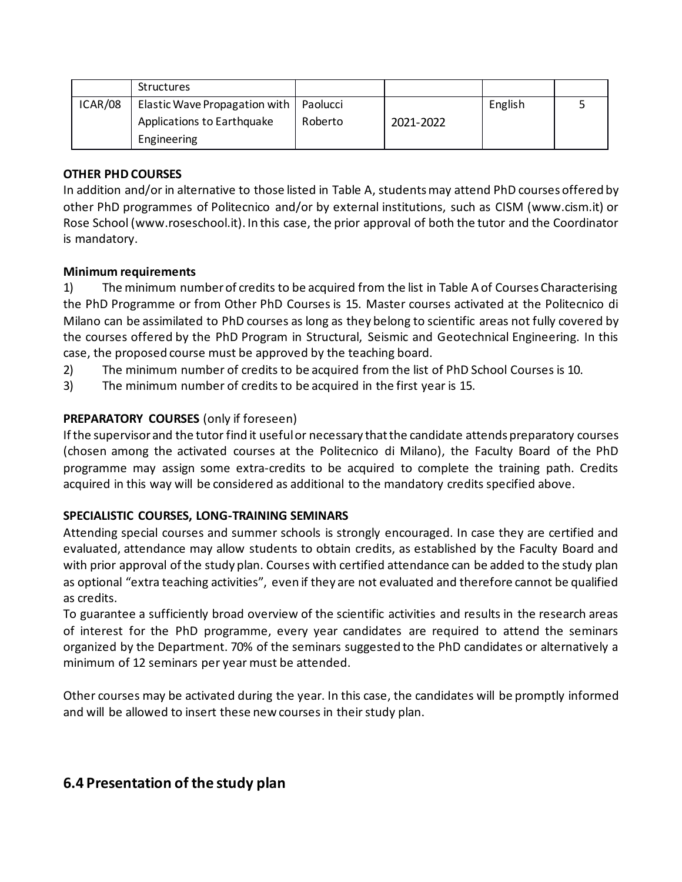|  | Structures |  |  |  |  |
| --- | --- | --- | --- | --- | --- |
| ICAR/08 | Elastic Wave Propagation with Applications to Earthquake Engineering | Paolucci Roberto | 2021-2022 | English | 5 |

**OTHER PHD COURSES**

In addition and/or in alternative to those listed in Table A, students may attend PhD courses offered by other PhD programmes of Politecnico and/or by external institutions, such as CISM (www.cism.it) or Rose School (www.roseschool.it). In this case, the prior approval of both the tutor and the Coordinator is mandatory.

**Minimum requirements**

1) The minimum number of credits to be acquired from the list in Table A of Courses Characterising the PhD Programme or from Other PhD Courses is 15. Master courses activated at the Politecnico di Milano can be assimilated to PhD courses as long as they belong to scientific areas not fully covered by the courses offered by the PhD Program in Structural, Seismic and Geotechnical Engineering. In this case, the proposed course must be approved by the teaching board.
2) The minimum number of credits to be acquired from the list of PhD School Courses is 10.
3) The minimum number of credits to be acquired in the first year is 15.

**PREPARATORY COURSES** (only if foreseen)

If the supervisor and the tutor find it useful or necessary that the candidate attends preparatory courses (chosen among the activated courses at the Politecnico di Milano), the Faculty Board of the PhD programme may assign some extra-credits to be acquired to complete the training path. Credits acquired in this way will be considered as additional to the mandatory credits specified above.

**SPECIALISTIC COURSES, LONG-TRAINING SEMINARS**

Attending special courses and summer schools is strongly encouraged. In case they are certified and evaluated, attendance may allow students to obtain credits, as established by the Faculty Board and with prior approval of the study plan. Courses with certified attendance can be added to the study plan as optional "extra teaching activities", even if they are not evaluated and therefore cannot be qualified as credits.

To guarantee a sufficiently broad overview of the scientific activities and results in the research areas of interest for the PhD programme, every year candidates are required to attend the seminars organized by the Department. 70% of the seminars suggested to the PhD candidates or alternatively a minimum of 12 seminars per year must be attended.

Other courses may be activated during the year. In this case, the candidates will be promptly informed and will be allowed to insert these new courses in their study plan.

## 6.4 Presentation of the study plan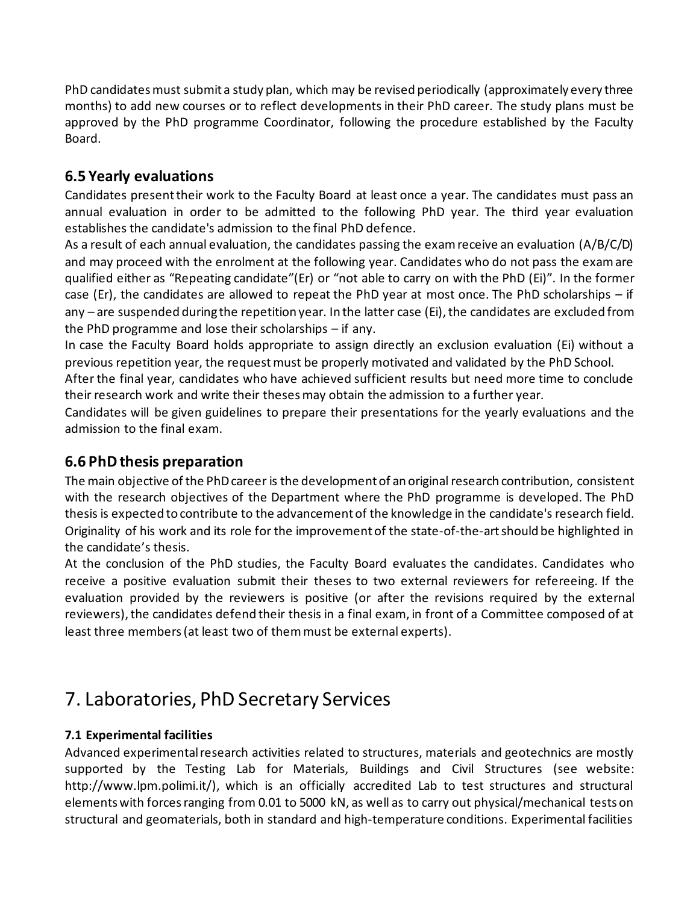PhD candidates must submit a study plan, which may be revised periodically (approximately every three months) to add new courses or to reflect developments in their PhD career. The study plans must be approved by the PhD programme Coordinator, following the procedure established by the Faculty Board.

### 6.5 Yearly evaluations

Candidates present their work to the Faculty Board at least once a year. The candidates must pass an annual evaluation in order to be admitted to the following PhD year. The third year evaluation establishes the candidate's admission to the final PhD defence.

As a result of each annual evaluation, the candidates passing the exam receive an evaluation (A/B/C/D) and may proceed with the enrolment at the following year. Candidates who do not pass the exam are qualified either as "Repeating candidate"(Er) or "not able to carry on with the PhD (Ei)". In the former case (Er), the candidates are allowed to repeat the PhD year at most once. The PhD scholarships – if any – are suspended during the repetition year. In the latter case (Ei), the candidates are excluded from the PhD programme and lose their scholarships – if any.

In case the Faculty Board holds appropriate to assign directly an exclusion evaluation (Ei) without a previous repetition year, the request must be properly motivated and validated by the PhD School.

After the final year, candidates who have achieved sufficient results but need more time to conclude their research work and write their theses may obtain the admission to a further year.

Candidates will be given guidelines to prepare their presentations for the yearly evaluations and the admission to the final exam.

### 6.6 PhD thesis preparation

The main objective of the PhD career is the development of an original research contribution, consistent with the research objectives of the Department where the PhD programme is developed. The PhD thesis is expected to contribute to the advancement of the knowledge in the candidate's research field. Originality of his work and its role for the improvement of the state-of-the-art should be highlighted in the candidate's thesis.

At the conclusion of the PhD studies, the Faculty Board evaluates the candidates. Candidates who receive a positive evaluation submit their theses to two external reviewers for refereeing. If the evaluation provided by the reviewers is positive (or after the revisions required by the external reviewers), the candidates defend their thesis in a final exam, in front of a Committee composed of at least three members (at least two of them must be external experts).

## 7. Laboratories, PhD Secretary Services

#### 7.1 Experimental facilities

Advanced experimental research activities related to structures, materials and geotechnics are mostly supported by the Testing Lab for Materials, Buildings and Civil Structures (see website: http://www.lpm.polimi.it/), which is an officially accredited Lab to test structures and structural elements with forces ranging from 0.01 to 5000 kN, as well as to carry out physical/mechanical tests on structural and geomaterials, both in standard and high-temperature conditions. Experimental facilities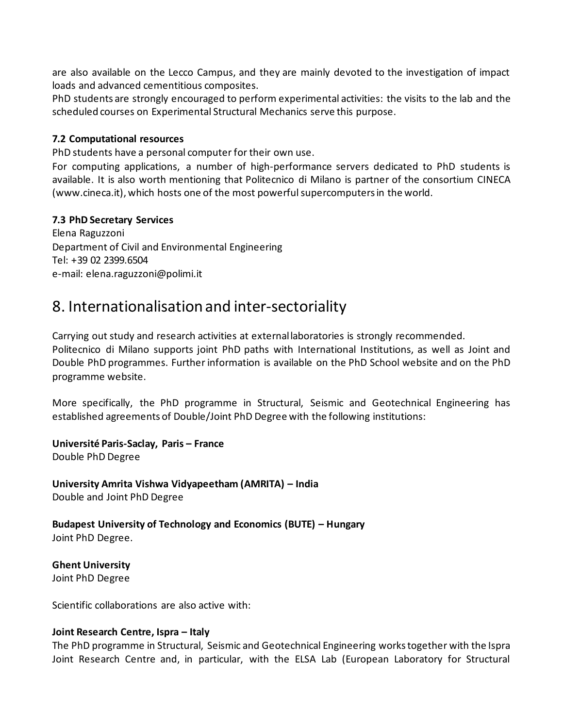are also available on the Lecco Campus, and they are mainly devoted to the investigation of impact loads and advanced cementitious composites.

PhD students are strongly encouraged to perform experimental activities: the visits to the lab and the scheduled courses on Experimental Structural Mechanics serve this purpose.

### 7.2 Computational resources

PhD students have a personal computer for their own use.

For computing applications, a number of high-performance servers dedicated to PhD students is available. It is also worth mentioning that Politecnico di Milano is partner of the consortium CINECA (www.cineca.it), which hosts one of the most powerful supercomputers in the world.

### 7.3 PhD Secretary Services

Elena Raguzzoni
Department of Civil and Environmental Engineering
Tel: +39 02 2399.6504
e-mail: elena.raguzzoni@polimi.it

# 8. Internationalisation and inter-sectoriality

Carrying out study and research activities at external laboratories is strongly recommended.

Politecnico di Milano supports joint PhD paths with International Institutions, as well as Joint and Double PhD programmes. Further information is available on the PhD School website and on the PhD programme website.

More specifically, the PhD programme in Structural, Seismic and Geotechnical Engineering has established agreements of Double/Joint PhD Degree with the following institutions:

**Université Paris-Saclay, Paris – France**
Double PhD Degree

**University Amrita Vishwa Vidyapeetham (AMRITA) – India**
Double and Joint PhD Degree

**Budapest University of Technology and Economics (BUTE) – Hungary**
Joint PhD Degree.

**Ghent University**
Joint PhD Degree

Scientific collaborations are also active with:

**Joint Research Centre, Ispra – Italy**
The PhD programme in Structural, Seismic and Geotechnical Engineering works together with the Ispra Joint Research Centre and, in particular, with the ELSA Lab (European Laboratory for Structural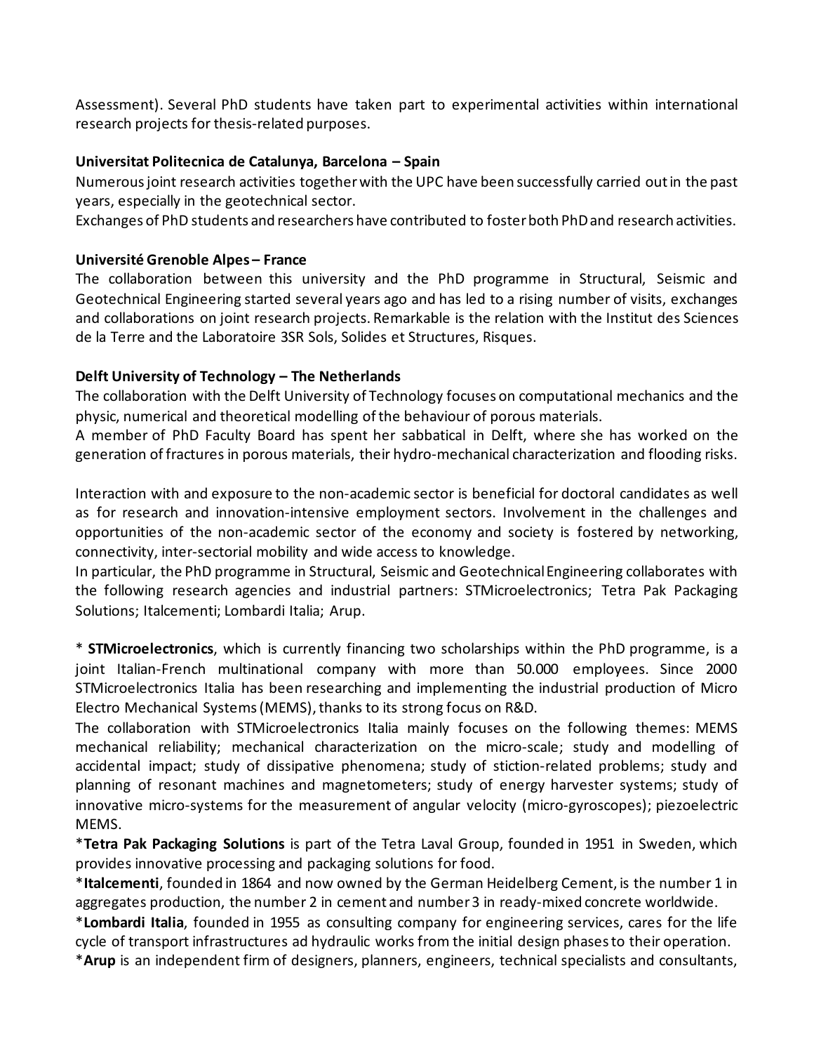Assessment). Several PhD students have taken part to experimental activities within international research projects for thesis-related purposes.

**Universitat Politecnica de Catalunya, Barcelona – Spain**
Numerous joint research activities together with the UPC have been successfully carried out in the past years, especially in the geotechnical sector.
Exchanges of PhD students and researchers have contributed to foster both PhD and research activities.

**Université Grenoble Alpes – France**
The collaboration between this university and the PhD programme in Structural, Seismic and Geotechnical Engineering started several years ago and has led to a rising number of visits, exchanges and collaborations on joint research projects. Remarkable is the relation with the Institut des Sciences de la Terre and the Laboratoire 3SR Sols, Solides et Structures, Risques.

**Delft University of Technology – The Netherlands**
The collaboration with the Delft University of Technology focuses on computational mechanics and the physic, numerical and theoretical modelling of the behaviour of porous materials.
A member of PhD Faculty Board has spent her sabbatical in Delft, where she has worked on the generation of fractures in porous materials, their hydro-mechanical characterization and flooding risks.

Interaction with and exposure to the non-academic sector is beneficial for doctoral candidates as well as for research and innovation-intensive employment sectors. Involvement in the challenges and opportunities of the non-academic sector of the economy and society is fostered by networking, connectivity, inter-sectorial mobility and wide access to knowledge.
In particular, the PhD programme in Structural, Seismic and Geotechnical Engineering collaborates with the following research agencies and industrial partners: STMicroelectronics; Tetra Pak Packaging Solutions; Italcementi; Lombardi Italia; Arup.

* **STMicroelectronics**, which is currently financing two scholarships within the PhD programme, is a joint Italian-French multinational company with more than 50.000 employees. Since 2000 STMicroelectronics Italia has been researching and implementing the industrial production of Micro Electro Mechanical Systems (MEMS), thanks to its strong focus on R&D.
The collaboration with STMicroelectronics Italia mainly focuses on the following themes: MEMS mechanical reliability; mechanical characterization on the micro-scale; study and modelling of accidental impact; study of dissipative phenomena; study of stiction-related problems; study and planning of resonant machines and magnetometers; study of energy harvester systems; study of innovative micro-systems for the measurement of angular velocity (micro-gyroscopes); piezoelectric MEMS.
***Tetra Pak Packaging Solutions** is part of the Tetra Laval Group, founded in 1951 in Sweden, which provides innovative processing and packaging solutions for food.
***Italcementi**, founded in 1864 and now owned by the German Heidelberg Cement, is the number 1 in aggregates production, the number 2 in cement and number 3 in ready-mixed concrete worldwide.
***Lombardi Italia**, founded in 1955 as consulting company for engineering services, cares for the life cycle of transport infrastructures ad hydraulic works from the initial design phases to their operation.
***Arup** is an independent firm of designers, planners, engineers, technical specialists and consultants,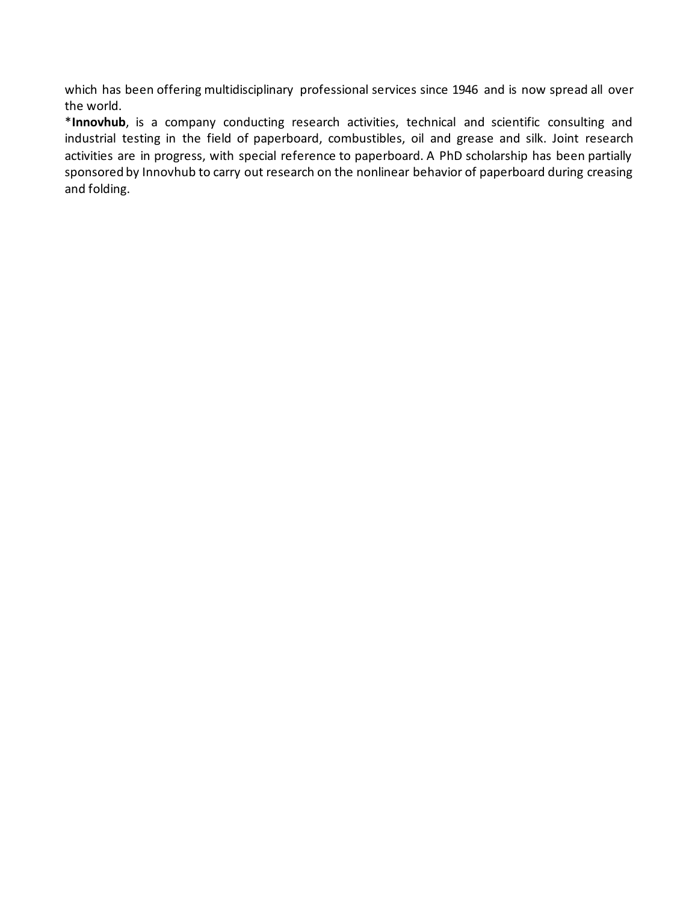which has been offering multidisciplinary professional services since 1946 and is now spread all over the world.

***Innovhub**, is a company conducting research activities, technical and scientific consulting and industrial testing in the field of paperboard, combustibles, oil and grease and silk. Joint research activities are in progress, with special reference to paperboard. A PhD scholarship has been partially sponsored by Innovhub to carry out research on the nonlinear behavior of paperboard during creasing and folding.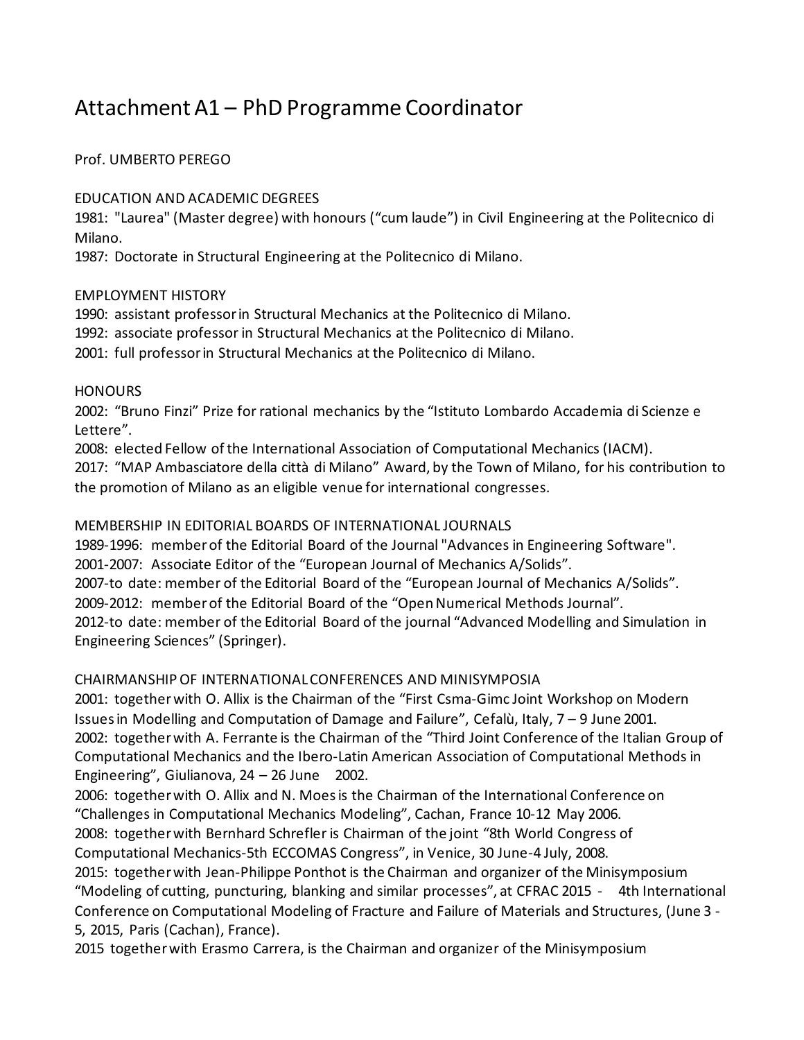# Attachment A1 – PhD Programme Coordinator

Prof. UMBERTO PEREGO

EDUCATION AND ACADEMIC DEGREES

1981: "Laurea" (Master degree) with honours ("cum laude") in Civil Engineering at the Politecnico di Milano.

1987: Doctorate in Structural Engineering at the Politecnico di Milano.

EMPLOYMENT HISTORY

1990: assistant professor in Structural Mechanics at the Politecnico di Milano.

1992: associate professor in Structural Mechanics at the Politecnico di Milano.

2001: full professor in Structural Mechanics at the Politecnico di Milano.

HONOURS

2002: "Bruno Finzi" Prize for rational mechanics by the "Istituto Lombardo Accademia di Scienze e Lettere".

2008: elected Fellow of the International Association of Computational Mechanics (IACM).

2017: "MAP Ambasciatore della città di Milano" Award, by the Town of Milano, for his contribution to the promotion of Milano as an eligible venue for international congresses.

MEMBERSHIP IN EDITORIAL BOARDS OF INTERNATIONAL JOURNALS

1989-1996: member of the Editorial Board of the Journal "Advances in Engineering Software".

2001-2007: Associate Editor of the "European Journal of Mechanics A/Solids".

2007-to date: member of the Editorial Board of the "European Journal of Mechanics A/Solids".

2009-2012: member of the Editorial Board of the "Open Numerical Methods Journal".

2012-to date: member of the Editorial Board of the journal "Advanced Modelling and Simulation in Engineering Sciences" (Springer).

CHAIRMANSHIP OF INTERNATIONAL CONFERENCES AND MINISYMPOSIA

2001: together with O. Allix is the Chairman of the "First Csma-Gimc Joint Workshop on Modern Issues in Modelling and Computation of Damage and Failure", Cefalù, Italy, 7 – 9 June 2001.

2002: together with A. Ferrante is the Chairman of the "Third Joint Conference of the Italian Group of Computational Mechanics and the Ibero-Latin American Association of Computational Methods in Engineering", Giulianova, 24 – 26 June 2002.

2006: together with O. Allix and N. Moes is the Chairman of the International Conference on "Challenges in Computational Mechanics Modeling", Cachan, France 10-12 May 2006.

2008: together with Bernhard Schrefler is Chairman of the joint "8th World Congress of Computational Mechanics-5th ECCOMAS Congress", in Venice, 30 June-4 July, 2008.

2015: together with Jean-Philippe Ponthot is the Chairman and organizer of the Minisymposium "Modeling of cutting, puncturing, blanking and similar processes", at CFRAC 2015 - 4th International Conference on Computational Modeling of Fracture and Failure of Materials and Structures, (June 3 - 5, 2015, Paris (Cachan), France).

2015 together with Erasmo Carrera, is the Chairman and organizer of the Minisymposium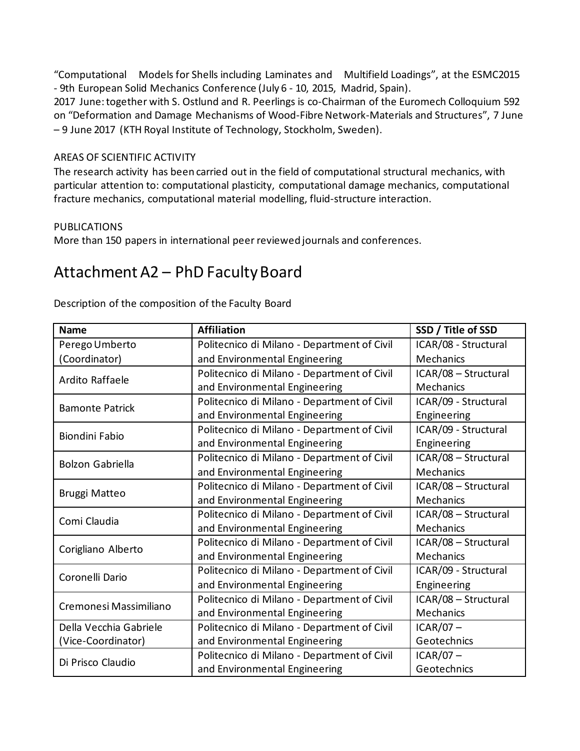“Computational Models for Shells including Laminates and Multifield Loadings”, at the ESMC2015 - 9th European Solid Mechanics Conference (July 6 - 10, 2015, Madrid, Spain).
2017 June: together with S. Ostlund and R. Peerlings is co-Chairman of the Euromech Colloquium 592 on “Deformation and Damage Mechanisms of Wood-Fibre Network-Materials and Structures”, 7 June – 9 June 2017 (KTH Royal Institute of Technology, Stockholm, Sweden).

AREAS OF SCIENTIFIC ACTIVITY
The research activity has been carried out in the field of computational structural mechanics, with particular attention to: computational plasticity, computational damage mechanics, computational fracture mechanics, computational material modelling, fluid-structure interaction.

PUBLICATIONS
More than 150 papers in international peer reviewed journals and conferences.

# Attachment A2 – PhD Faculty Board

Description of the composition of the Faculty Board

| Name | Affiliation | SSD / Title of SSD |
|---|---|---|
| Perego Umberto (Coordinator) | Politecnico di Milano - Department of Civil and Environmental Engineering | ICAR/08 - Structural Mechanics |
| Ardito Raffaele | Politecnico di Milano - Department of Civil and Environmental Engineering | ICAR/08 – Structural Mechanics |
| Bamonte Patrick | Politecnico di Milano - Department of Civil and Environmental Engineering | ICAR/09 - Structural Engineering |
| Biondini Fabio | Politecnico di Milano - Department of Civil and Environmental Engineering | ICAR/09 - Structural Engineering |
| Bolzon Gabriella | Politecnico di Milano - Department of Civil and Environmental Engineering | ICAR/08 – Structural Mechanics |
| Bruggi Matteo | Politecnico di Milano - Department of Civil and Environmental Engineering | ICAR/08 – Structural Mechanics |
| Comi Claudia | Politecnico di Milano - Department of Civil and Environmental Engineering | ICAR/08 – Structural Mechanics |
| Corigliano Alberto | Politecnico di Milano - Department of Civil and Environmental Engineering | ICAR/08 – Structural Mechanics |
| Coronelli Dario | Politecnico di Milano - Department of Civil and Environmental Engineering | ICAR/09 - Structural Engineering |
| Cremonesi Massimiliano | Politecnico di Milano - Department of Civil and Environmental Engineering | ICAR/08 – Structural Mechanics |
| Della Vecchia Gabriele (Vice-Coordinator) | Politecnico di Milano - Department of Civil and Environmental Engineering | ICAR/07 – Geotechnics |
| Di Prisco Claudio | Politecnico di Milano - Department of Civil and Environmental Engineering | ICAR/07 – Geotechnics |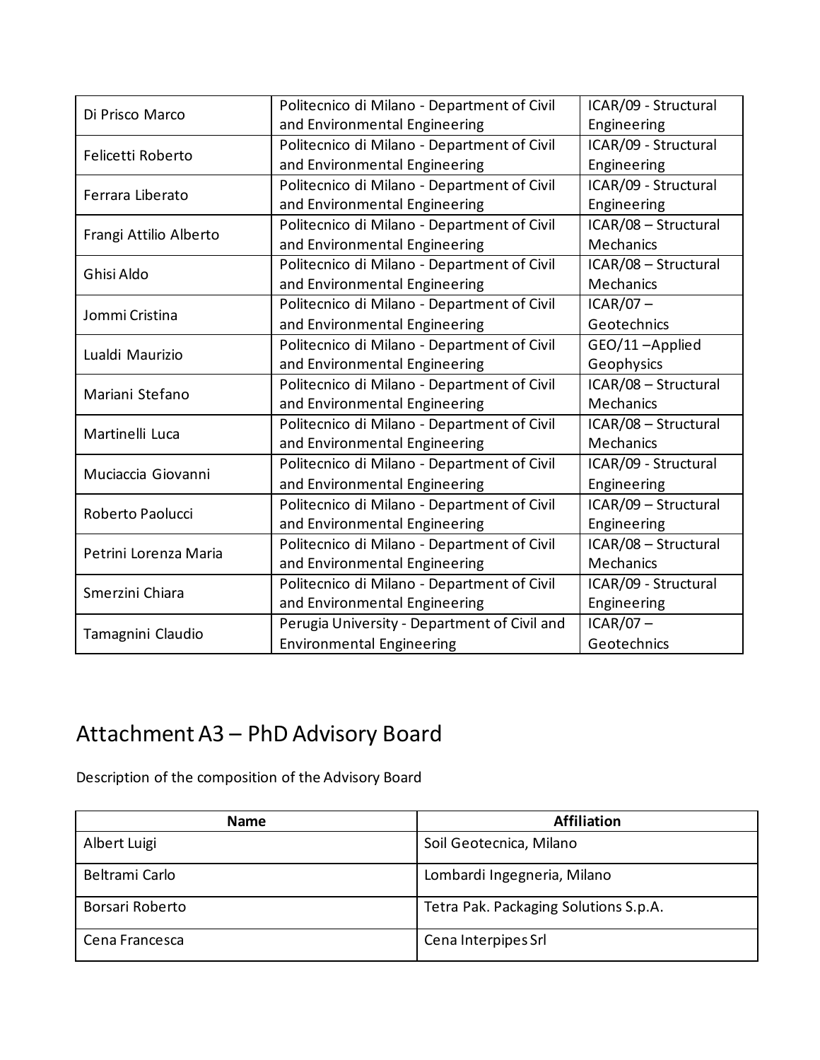| | | |
|---|---|---|
| Di Prisco Marco | Politecnico di Milano - Department of Civil and Environmental Engineering | ICAR/09 - Structural Engineering |
| Felicetti Roberto | Politecnico di Milano - Department of Civil and Environmental Engineering | ICAR/09 - Structural Engineering |
| Ferrara Liberato | Politecnico di Milano - Department of Civil and Environmental Engineering | ICAR/09 - Structural Engineering |
| Frangi Attilio Alberto | Politecnico di Milano - Department of Civil and Environmental Engineering | ICAR/08 – Structural Mechanics |
| Ghisi Aldo | Politecnico di Milano - Department of Civil and Environmental Engineering | ICAR/08 – Structural Mechanics |
| Jommi Cristina | Politecnico di Milano - Department of Civil and Environmental Engineering | ICAR/07 – Geotechnics |
| Lualdi Maurizio | Politecnico di Milano - Department of Civil and Environmental Engineering | GEO/11 –Applied Geophysics |
| Mariani Stefano | Politecnico di Milano - Department of Civil and Environmental Engineering | ICAR/08 – Structural Mechanics |
| Martinelli Luca | Politecnico di Milano - Department of Civil and Environmental Engineering | ICAR/08 – Structural Mechanics |
| Muciaccia Giovanni | Politecnico di Milano - Department of Civil and Environmental Engineering | ICAR/09 - Structural Engineering |
| Roberto Paolucci | Politecnico di Milano - Department of Civil and Environmental Engineering | ICAR/09 – Structural Engineering |
| Petrini Lorenza Maria | Politecnico di Milano - Department of Civil and Environmental Engineering | ICAR/08 – Structural Mechanics |
| Smerzini Chiara | Politecnico di Milano - Department of Civil and Environmental Engineering | ICAR/09 - Structural Engineering |
| Tamagnini Claudio | Perugia University - Department of Civil and Environmental Engineering | ICAR/07 – Geotechnics |

## Attachment A3 – PhD Advisory Board

Description of the composition of the Advisory Board

| Name | Affiliation |
|---|---|
| Albert Luigi | Soil Geotecnica, Milano |
| Beltrami Carlo | Lombardi Ingegneria, Milano |
| Borsari Roberto | Tetra Pak. Packaging Solutions S.p.A. |
| Cena Francesca | Cena Interpipes Srl |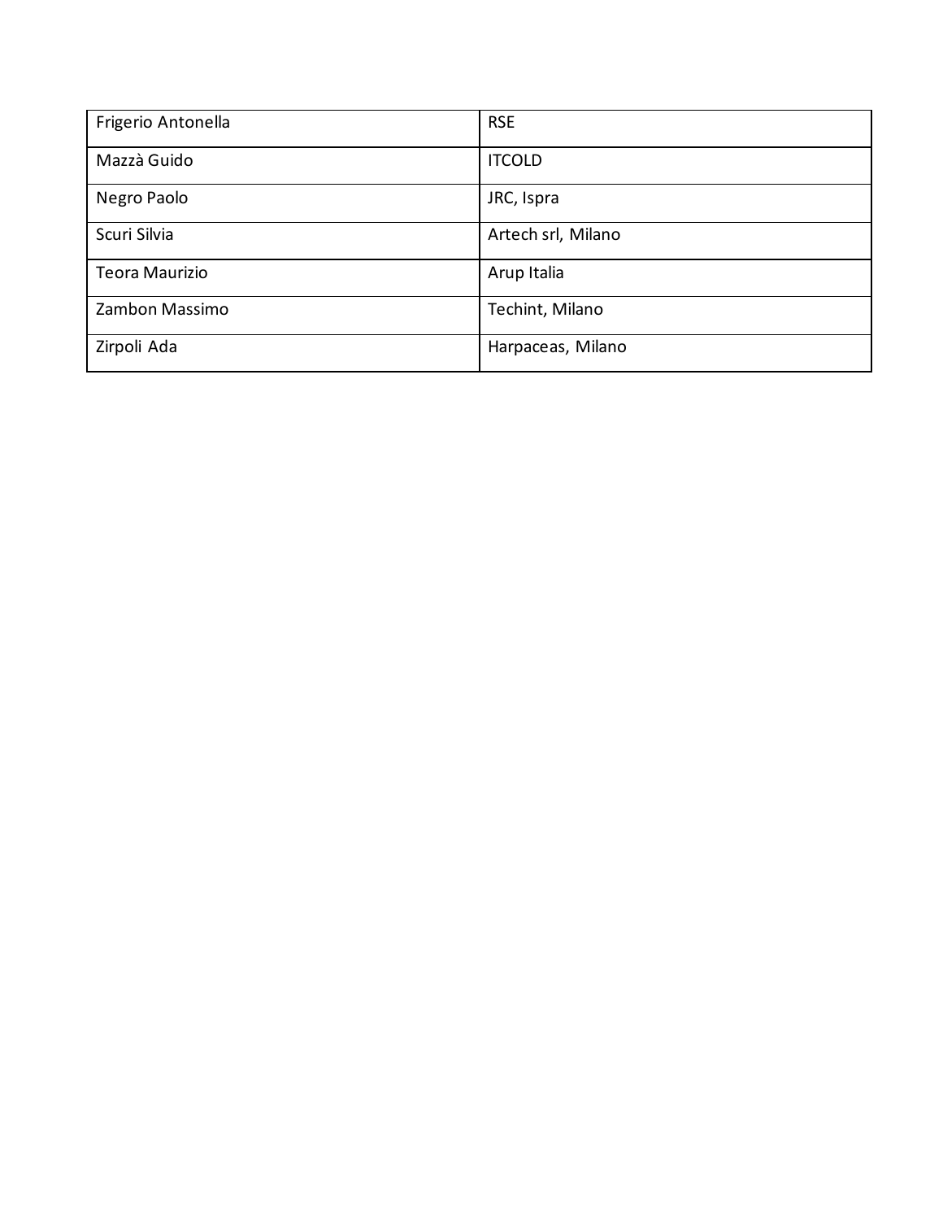| | |
|---|---|
| Frigerio Antonella | RSE |
| Mazzà Guido | ITCOLD |
| Negro Paolo | JRC, Ispra |
| Scuri Silvia | Artech srl, Milano |
| Teora Maurizio | Arup Italia |
| Zambon Massimo | Techint, Milano |
| Zirpoli Ada | Harpaceas, Milano |